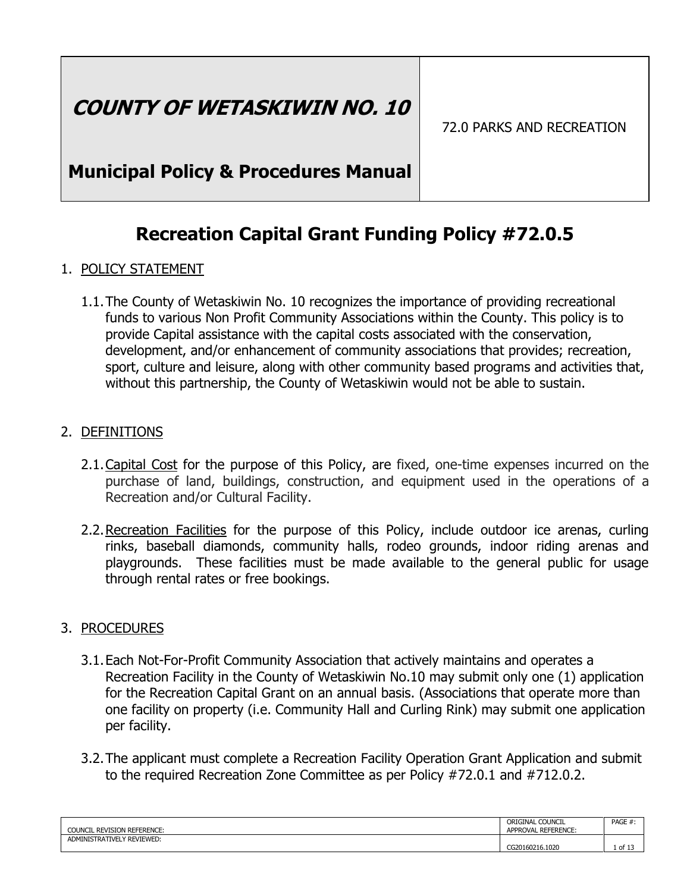# COUNTY OF WETASKIWIN NO. 10

## Municipal Policy & Procedures Manual

72.0 PARKS AND RECREATION

# Recreation Capital Grant Funding Policy #72.0.5

1. POLICY STATEMENT

   1.1. The County of Wetaskiwin No. 10 recognizes the importance of providing recreational funds to various Non Profit Community Associations within the County. This policy is to provide Capital assistance with the capital costs associated with the conservation, development, and/or enhancement of community associations that provides; recreation, sport, culture and leisure, along with other community based programs and activities that, without this partnership, the County of Wetaskiwin would not be able to sustain.

2. DEFINITIONS

   2.1. Capital Cost for the purpose of this Policy, are fixed, one-time expenses incurred on the purchase of land, buildings, construction, and equipment used in the operations of a Recreation and/or Cultural Facility.

   2.2. Recreation Facilities for the purpose of this Policy, include outdoor ice arenas, curling rinks, baseball diamonds, community halls, rodeo grounds, indoor riding arenas and playgrounds. These facilities must be made available to the general public for usage through rental rates or free bookings.

3. PROCEDURES

   3.1. Each Not-For-Profit Community Association that actively maintains and operates a Recreation Facility in the County of Wetaskiwin No.10 may submit only one (1) application for the Recreation Capital Grant on an annual basis. (Associations that operate more than one facility on property (i.e. Community Hall and Curling Rink) may submit one application per facility.

   3.2. The applicant must complete a Recreation Facility Operation Grant Application and submit to the required Recreation Zone Committee as per Policy #72.0.1 and #712.0.2.

| COUNCIL REVISION REFERENCE: | ORIGINAL COUNCIL APPROVAL REFERENCE: |
| --- | --- |
| ADMINISTRATIVELY REVIEWED: | CG20160216.1020 |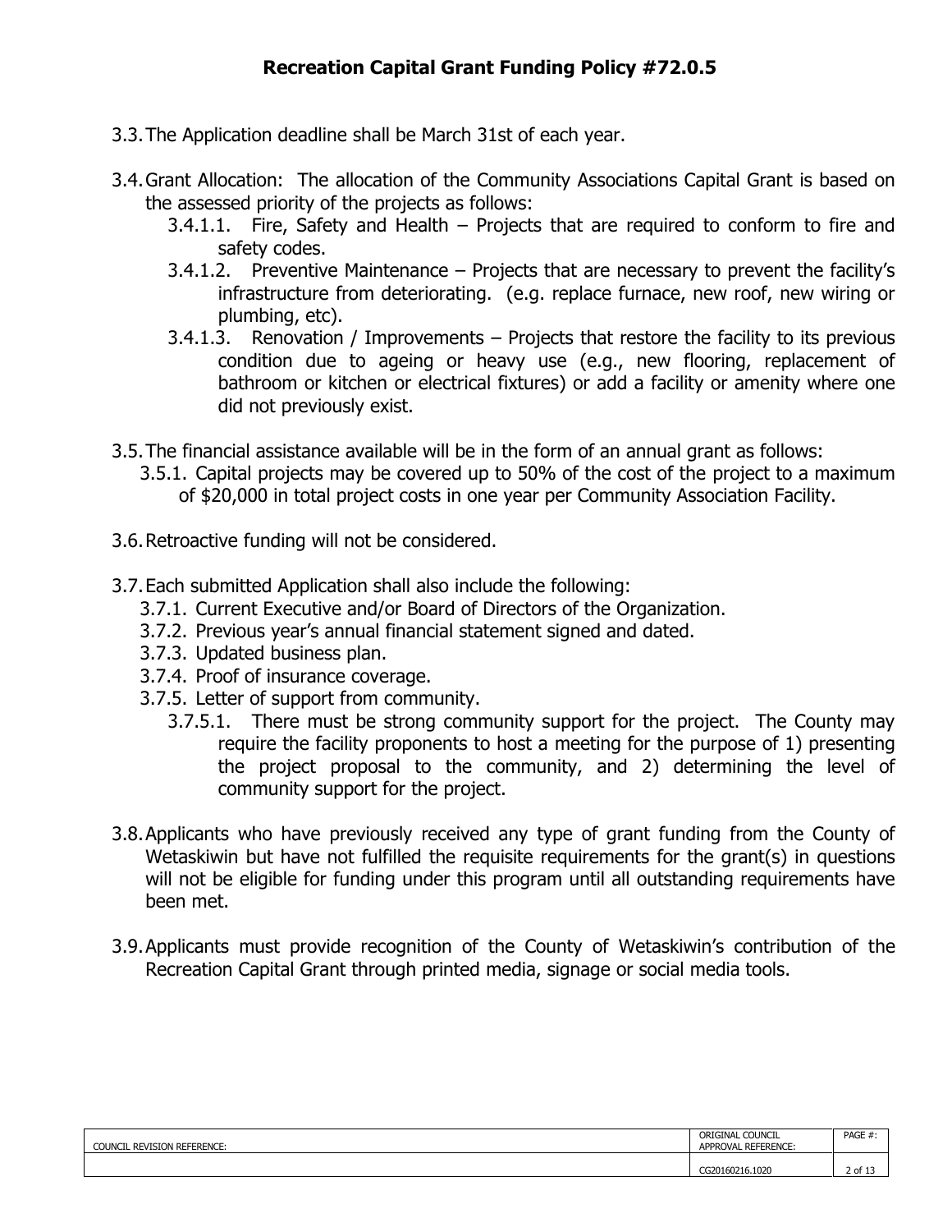- 3.3. The Application deadline shall be March 31st of each year.

- 3.4. Grant Allocation: The allocation of the Community Associations Capital Grant is based on the assessed priority of the projects as follows:
  - 3.4.1.1. Fire, Safety and Health – Projects that are required to conform to fire and safety codes.
  - 3.4.1.2. Preventive Maintenance – Projects that are necessary to prevent the facility's infrastructure from deteriorating. (e.g. replace furnace, new roof, new wiring or plumbing, etc).
  - 3.4.1.3. Renovation / Improvements – Projects that restore the facility to its previous condition due to ageing or heavy use (e.g., new flooring, replacement of bathroom or kitchen or electrical fixtures) or add a facility or amenity where one did not previously exist.

- 3.5. The financial assistance available will be in the form of an annual grant as follows:
  - 3.5.1. Capital projects may be covered up to 50% of the cost of the project to a maximum of $20,000 in total project costs in one year per Community Association Facility.

- 3.6. Retroactive funding will not be considered.

- 3.7. Each submitted Application shall also include the following:
  - 3.7.1. Current Executive and/or Board of Directors of the Organization.
  - 3.7.2. Previous year's annual financial statement signed and dated.
  - 3.7.3. Updated business plan.
  - 3.7.4. Proof of insurance coverage.
  - 3.7.5. Letter of support from community.
    - 3.7.5.1. There must be strong community support for the project. The County may require the facility proponents to host a meeting for the purpose of 1) presenting the project proposal to the community, and 2) determining the level of community support for the project.

- 3.8. Applicants who have previously received any type of grant funding from the County of Wetaskiwin but have not fulfilled the requisite requirements for the grant(s) in questions will not be eligible for funding under this program until all outstanding requirements have been met.

- 3.9. Applicants must provide recognition of the County of Wetaskiwin's contribution of the Recreation Capital Grant through printed media, signage or social media tools.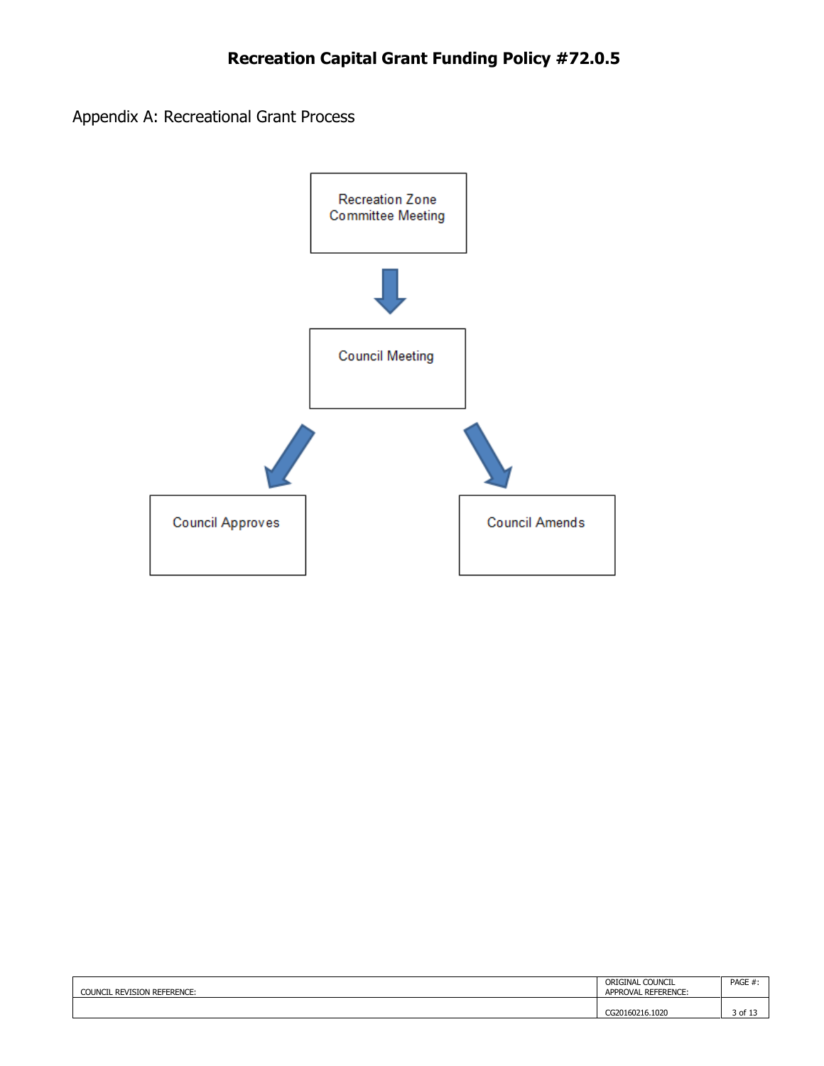# Recreation Capital Grant Funding Policy #72.0.5

Appendix A: Recreational Grant Process

Recreation Zone Committee Meeting

Council Meeting

Council Approves

Council Amends

| COUNCIL REVISION REFERENCE: | ORIGINAL COUNCIL APPROVAL REFERENCE: |
| --- | --- |
| | CG20160216.1020 |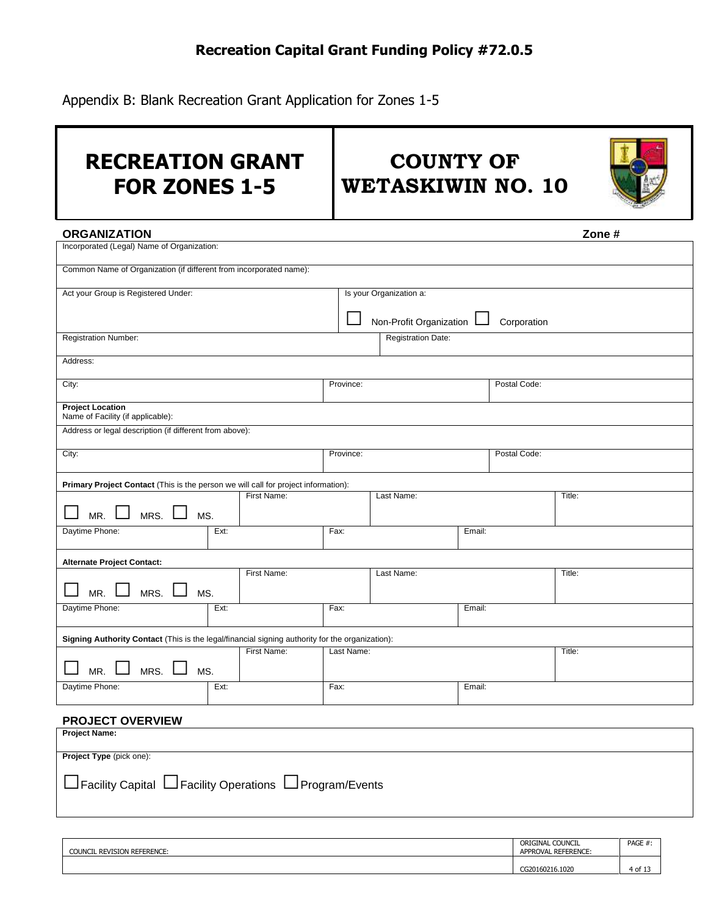**Recreation Capital Grant Funding Policy #72.0.5**

Appendix B: Blank Recreation Grant Application for Zones 1-5

# RECREATION GRANT FOR ZONES 1-5

# COUNTY OF WETASKIWIN NO. 10

## ORGANIZATION

Zone #

Incorporated (Legal) Name of Organization:

Common Name of Organization (if different from incorporated name):

| | |
|---|---|
| Act your Group is Registered Under: | Is your Organization a: ☐ Non-Profit Organization ☐ Corporation |
| Registration Number: | Registration Date: |

Address:

| | | |
|---|---|---|
| City: | Province: | Postal Code: |

**Project Location**
Name of Facility (if applicable):

Address or legal description (if different from above):

| | | |
|---|---|---|
| City: | Province: | Postal Code: |

**Primary Project Contact** (This is the person we will call for project information):

| | | | |
|---|---|---|---|
| ☐ MR. ☐ MRS. ☐ MS. | First Name: | Last Name: | Title: |
| Daytime Phone: | Ext: | Fax: | Email: |

**Alternate Project Contact:**

| | | | |
|---|---|---|---|
| ☐ MR. ☐ MRS. ☐ MS. | First Name: | Last Name: | Title: |
| Daytime Phone: | Ext: | Fax: | Email: |

**Signing Authority Contact** (This is the legal/financial signing authority for the organization):

| | | | |
|---|---|---|---|
| ☐ MR. ☐ MRS. ☐ MS. | First Name: | Last Name: | Title: |
| Daytime Phone: | Ext: | Fax: | Email: |

## PROJECT OVERVIEW

**Project Name:**

**Project Type** (pick one):

☐ Facility Capital ☐ Facility Operations ☐ Program/Events

| COUNCIL REVISION REFERENCE: | ORIGINAL COUNCIL APPROVAL REFERENCE: |
|---|---|
| | CG20160216.1020 |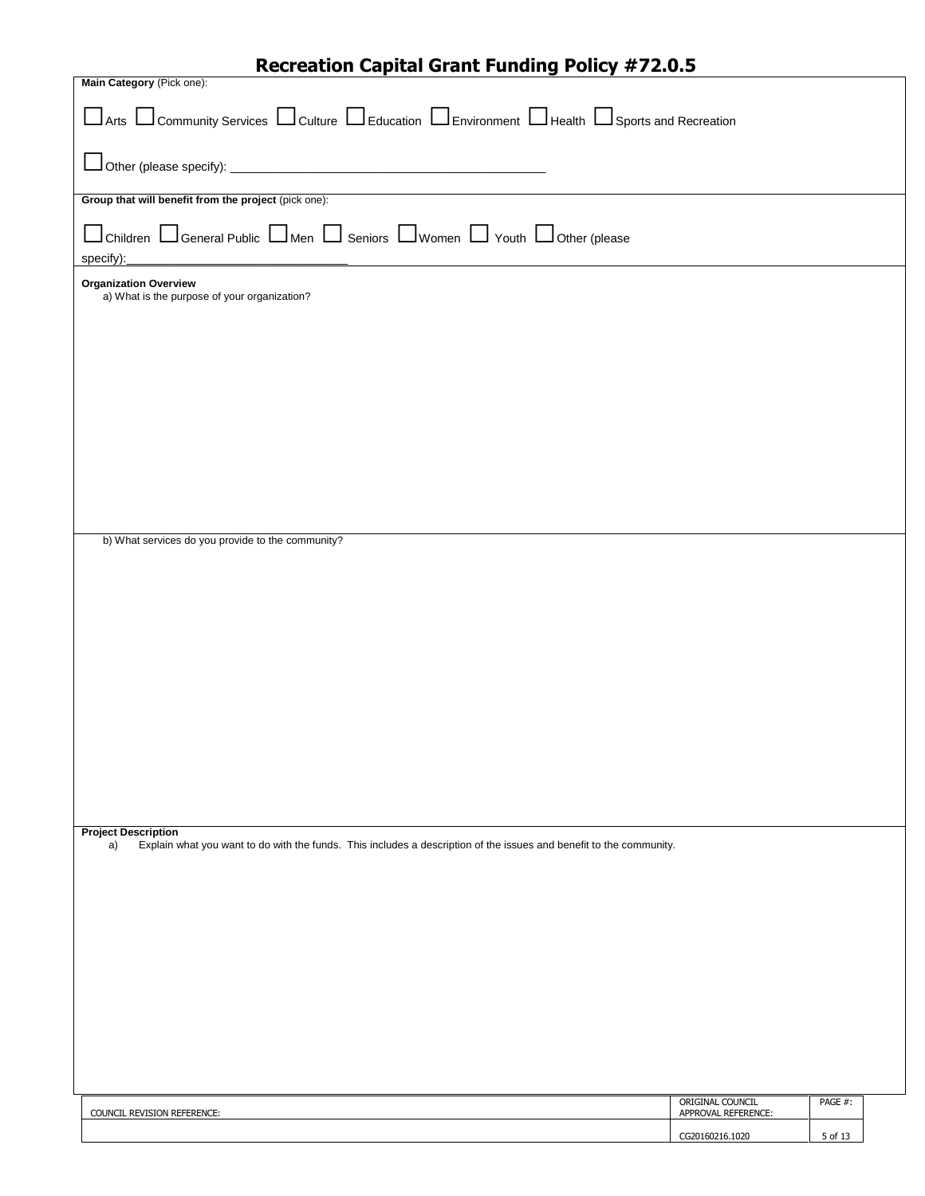# Recreation Capital Grant Funding Policy #72.0.5

**Main Category** (Pick one):

☐ Arts ☐ Community Services ☐ Culture ☐ Education ☐ Environment ☐ Health ☐ Sports and Recreation

☐ Other (please specify): _____________________________________________

**Group that will benefit from the project** (pick one):

☐ Children ☐ General Public ☐ Men ☐ Seniors ☐ Women ☐ Youth ☐ Other (please specify):________________________________

**Organization Overview**

a) What is the purpose of your organization?

b) What services do you provide to the community?

**Project Description**

a) Explain what you want to do with the funds. This includes a description of the issues and benefit to the community.

| COUNCIL REVISION REFERENCE: | ORIGINAL COUNCIL APPROVAL REFERENCE: | PAGE #: |
|---|---|---|
| | CG20160216.1020 | 5 of 13 |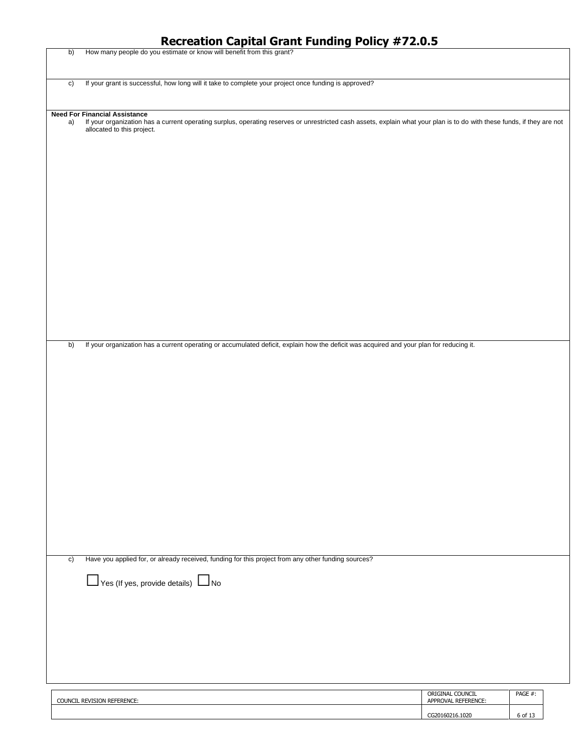b) How many people do you estimate or know will benefit from this grant?

c) If your grant is successful, how long will it take to complete your project once funding is approved?

**Need For Financial Assistance**

a) If your organization has a current operating surplus, operating reserves or unrestricted cash assets, explain what your plan is to do with these funds, if they are not allocated to this project.

b) If your organization has a current operating or accumulated deficit, explain how the deficit was acquired and your plan for reducing it.

c) Have you applied for, or already received, funding for this project from any other funding sources?

☐ Yes (If yes, provide details) ☐ No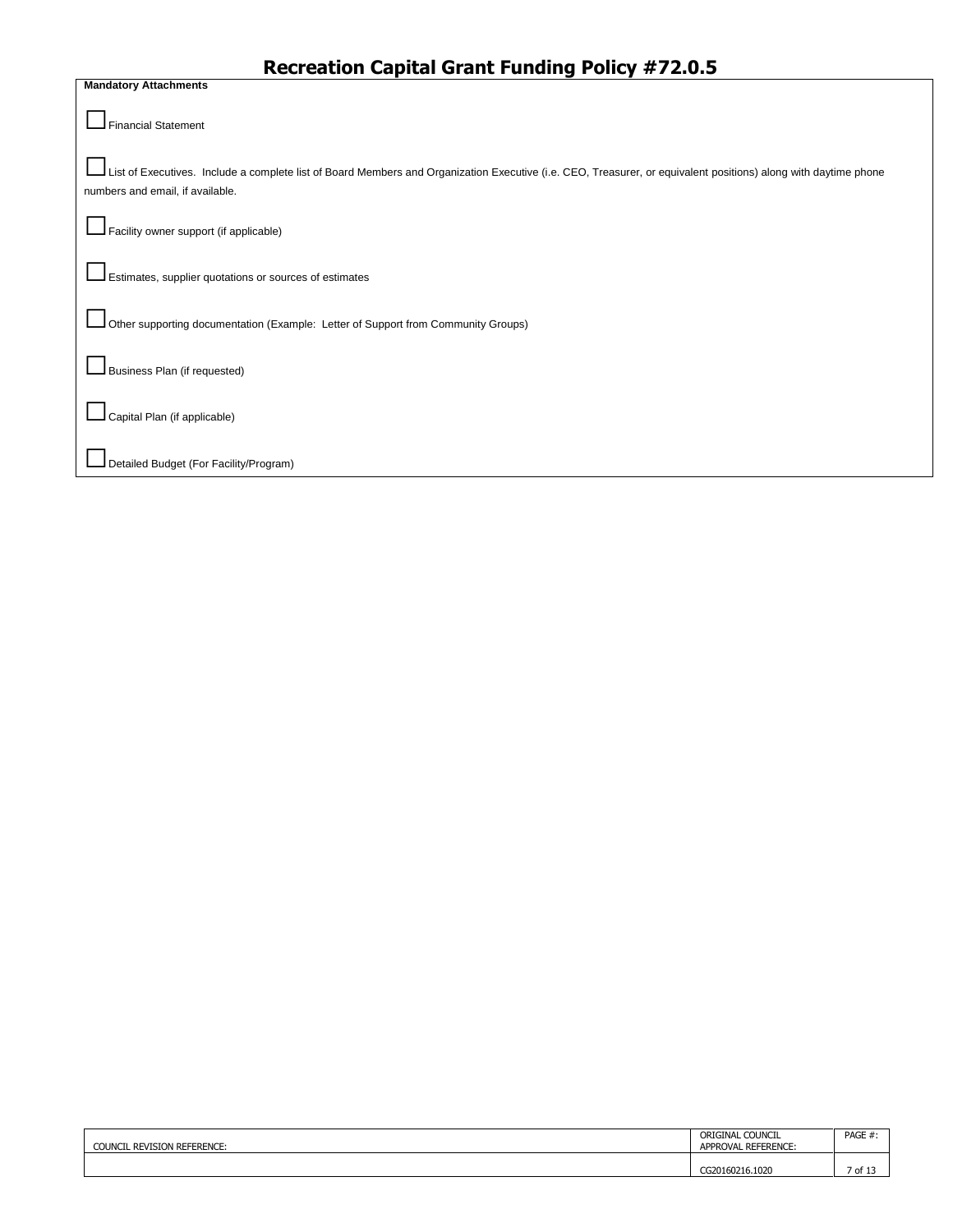**Mandatory Attachments**

☐ Financial Statement

☐ List of Executives. Include a complete list of Board Members and Organization Executive (i.e. CEO, Treasurer, or equivalent positions) along with daytime phone numbers and email, if available.

☐ Facility owner support (if applicable)

☐ Estimates, supplier quotations or sources of estimates

☐ Other supporting documentation (Example: Letter of Support from Community Groups)

☐ Business Plan (if requested)

☐ Capital Plan (if applicable)

☐ Detailed Budget (For Facility/Program)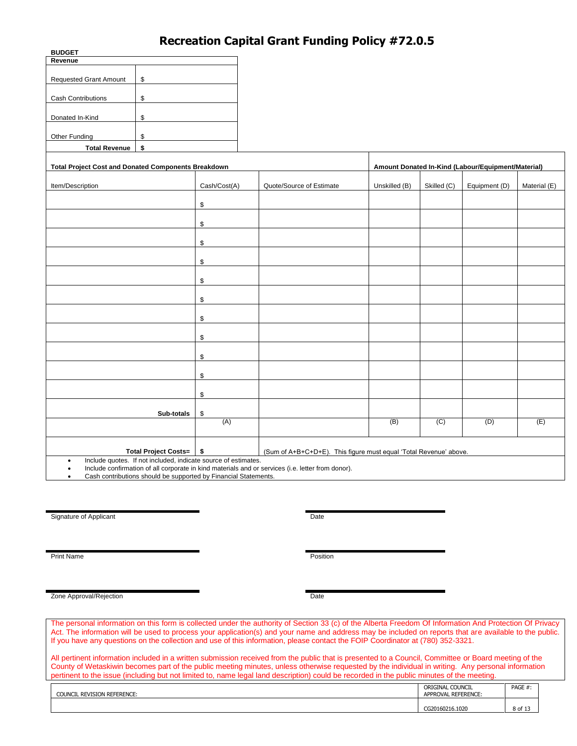# Recreation Capital Grant Funding Policy #72.0.5

**BUDGET**

| **Revenue** | |
|---|---|
| Requested Grant Amount | $ |
| Cash Contributions | $ |
| Donated In-Kind | $ |
| Other Funding | $ |
| **Total Revenue** | **$** |

| **Total Project Cost and Donated Components Breakdown** | | | **Amount Donated In-Kind (Labour/Equipment/Material)** | | | |
|---|---|---|---|---|---|---|
| Item/Description | Cash/Cost(A) | Quote/Source of Estimate | Unskilled (B) | Skilled (C) | Equipment (D) | Material (E) |
| | $ | | | | | |
| | $ | | | | | |
| | $ | | | | | |
| | $ | | | | | |
| | $ | | | | | |
| | $ | | | | | |
| | $ | | | | | |
| | $ | | | | | |
| | $ | | | | | |
| | $ | | | | | |
| | $ | | | | | |
| **Sub-totals** | $ | | | | | |
| | (A) | | (B) | (C) | (D) | (E) |
| **Total Project Costs=** | **$** | (Sum of A+B+C+D+E). This figure must equal 'Total Revenue' above. | | | | |

- Include quotes. If not included, indicate source of estimates.
- Include confirmation of all corporate in kind materials and or services (i.e. letter from donor).
- Cash contributions should be supported by Financial Statements.

Signature of Applicant ____________________ Date ____________________

Print Name ____________________ Position ____________________

Zone Approval/Rejection ____________________ Date ____________________

The personal information on this form is collected under the authority of Section 33 (c) of the Alberta Freedom Of Information And Protection Of Privacy Act. The information will be used to process your application(s) and your name and address may be included on reports that are available to the public. If you have any questions on the collection and use of this information, please contact the FOIP Coordinator at (780) 352-3321.

All pertinent information included in a written submission received from the public that is presented to a Council, Committee or Board meeting of the County of Wetaskiwin becomes part of the public meeting minutes, unless otherwise requested by the individual in writing. Any personal information pertinent to the issue (including but not limited to, name legal land description) could be recorded in the public minutes of the meeting.

| COUNCIL REVISION REFERENCE: | ORIGINAL COUNCIL APPROVAL REFERENCE: |
|---|---|
| | CG20160216.1020 |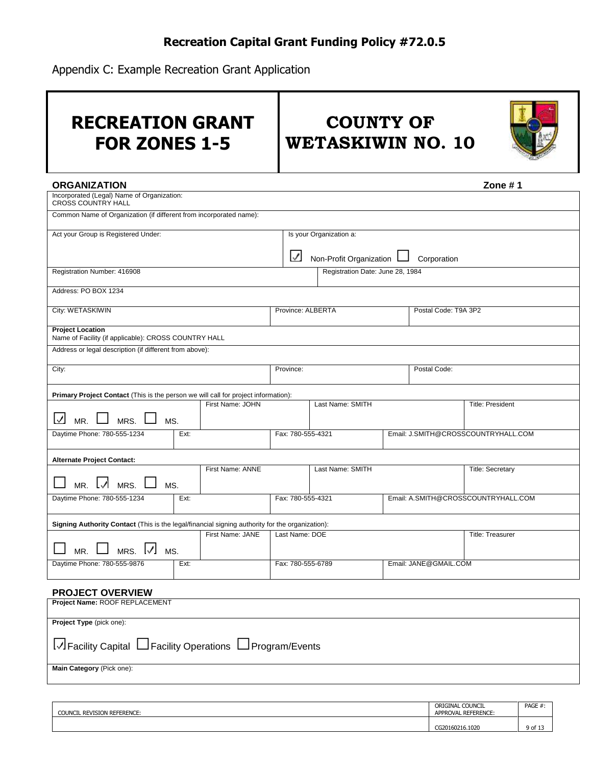# Recreation Capital Grant Funding Policy #72.0.5

Appendix C: Example Recreation Grant Application

| RECREATION GRANT FOR ZONES 1-5 | COUNTY OF WETASKIWIN NO. 10 |
|---|---|

**ORGANIZATION** **Zone # 1**

| | | | |
|---|---|---|---|
| Incorporated (Legal) Name of Organization: CROSS COUNTRY HALL | | | |
| Common Name of Organization (if different from incorporated name): | | | |
| Act your Group is Registered Under: | Is your Organization a: ☑ Non-Profit Organization ☐ Corporation | | |
| Registration Number: 416908 | Registration Date: June 28, 1984 | | |
| Address: PO BOX 1234 | | | |
| City: WETASKIWIN | Province: ALBERTA | Postal Code: T9A 3P2 | |

| | | |
|---|---|---|
| **Project Location** Name of Facility (if applicable): CROSS COUNTRY HALL | | |
| Address or legal description (if different from above): | | |
| City: | Province: | Postal Code: |

**Primary Project Contact** (This is the person we will call for project information):

| | | | | | |
|---|---|---|---|---|---|
| ☑ MR. ☐ MRS. ☐ MS. | | First Name: JOHN | Last Name: SMITH | | Title: President |
| Daytime Phone: 780-555-1234 | Ext: | | Fax: 780-555-4321 | Email: J.SMITH@CROSSCOUNTRYHALL.COM | |

**Alternate Project Contact:**

| | | | | | |
|---|---|---|---|---|---|
| ☐ MR. ☑ MRS. ☐ MS. | | First Name: ANNE | Last Name: SMITH | | Title: Secretary |
| Daytime Phone: 780-555-1234 | Ext: | | Fax: 780-555-4321 | Email: A.SMITH@CROSSCOUNTRYHALL.COM | |

**Signing Authority Contact** (This is the legal/financial signing authority for the organization):

| | | | | | |
|---|---|---|---|---|---|
| ☐ MR. ☐ MRS. ☑ MS. | | First Name: JANE | Last Name: DOE | | Title: Treasurer |
| Daytime Phone: 780-555-9876 | Ext: | | Fax: 780-555-6789 | Email: JANE@GMAIL.COM | |

**PROJECT OVERVIEW**

| |
|---|
| **Project Name:** ROOF REPLACEMENT |
| **Project Type** (pick one): ☑ Facility Capital ☐ Facility Operations ☐ Program/Events |
| **Main Category** (Pick one): |

| COUNCIL REVISION REFERENCE: | ORIGINAL COUNCIL APPROVAL REFERENCE: | PAGE #: |
|---|---|---|
| | CG20160216.1020 | |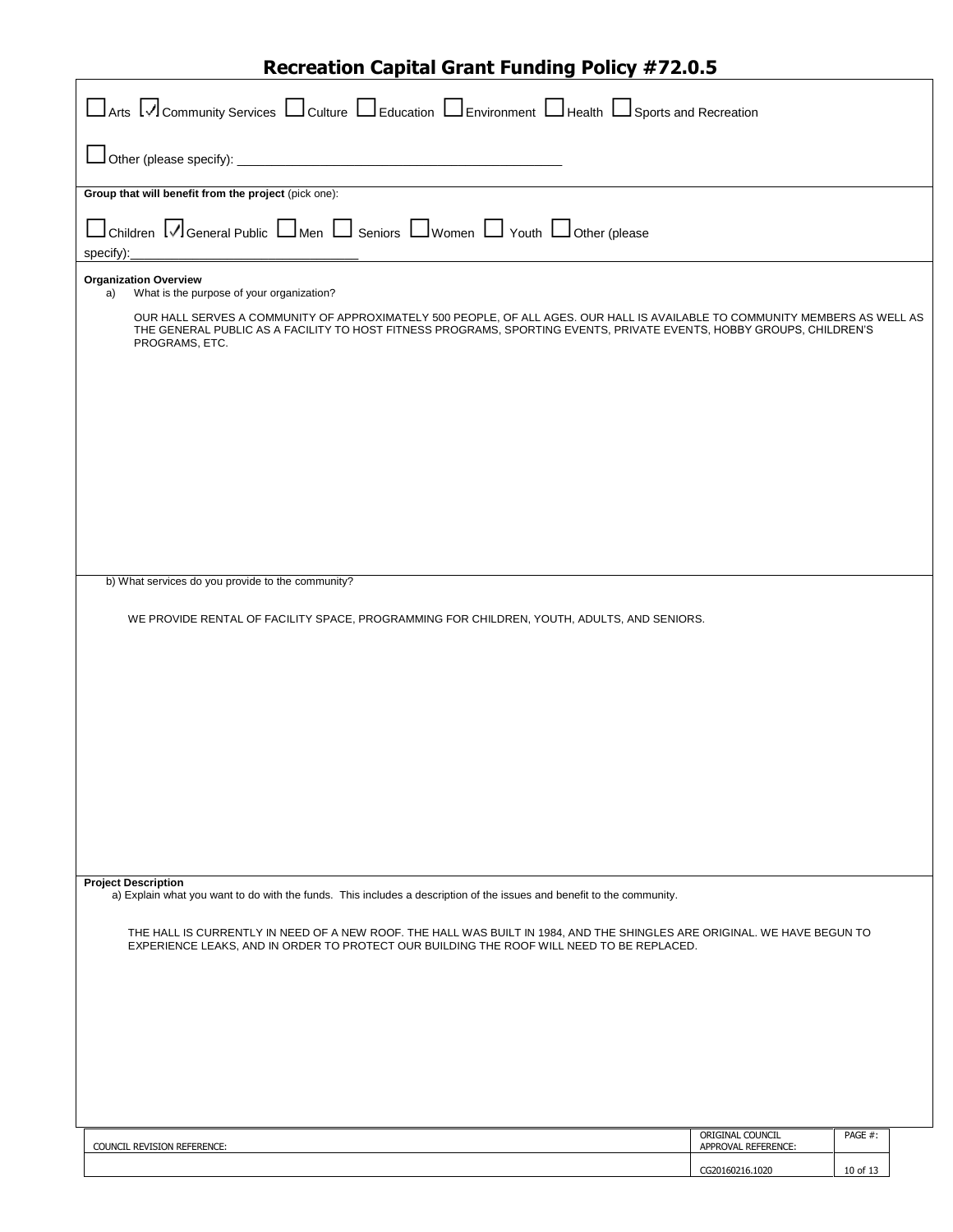# Recreation Capital Grant Funding Policy #72.0.5

☐ Arts ☑ Community Services ☐ Culture ☐ Education ☐ Environment ☐ Health ☐ Sports and Recreation

☐ Other (please specify): ______________________________________________

**Group that will benefit from the project** (pick one):

☐ Children ☑ General Public ☐ Men ☐ Seniors ☐ Women ☐ Youth ☐ Other (please specify):_________________________________

**Organization Overview**

a) What is the purpose of your organization?

OUR HALL SERVES A COMMUNITY OF APPROXIMATELY 500 PEOPLE, OF ALL AGES. OUR HALL IS AVAILABLE TO COMMUNITY MEMBERS AS WELL AS THE GENERAL PUBLIC AS A FACILITY TO HOST FITNESS PROGRAMS, SPORTING EVENTS, PRIVATE EVENTS, HOBBY GROUPS, CHILDREN'S PROGRAMS, ETC.

b) What services do you provide to the community?

WE PROVIDE RENTAL OF FACILITY SPACE, PROGRAMMING FOR CHILDREN, YOUTH, ADULTS, AND SENIORS.

**Project Description**

a) Explain what you want to do with the funds. This includes a description of the issues and benefit to the community.

THE HALL IS CURRENTLY IN NEED OF A NEW ROOF. THE HALL WAS BUILT IN 1984, AND THE SHINGLES ARE ORIGINAL. WE HAVE BEGUN TO EXPERIENCE LEAKS, AND IN ORDER TO PROTECT OUR BUILDING THE ROOF WILL NEED TO BE REPLACED.

| COUNCIL REVISION REFERENCE: | ORIGINAL COUNCIL APPROVAL REFERENCE: | PAGE #: |
|---|---|---|
| | CG20160216.1020 | 10 of 13 |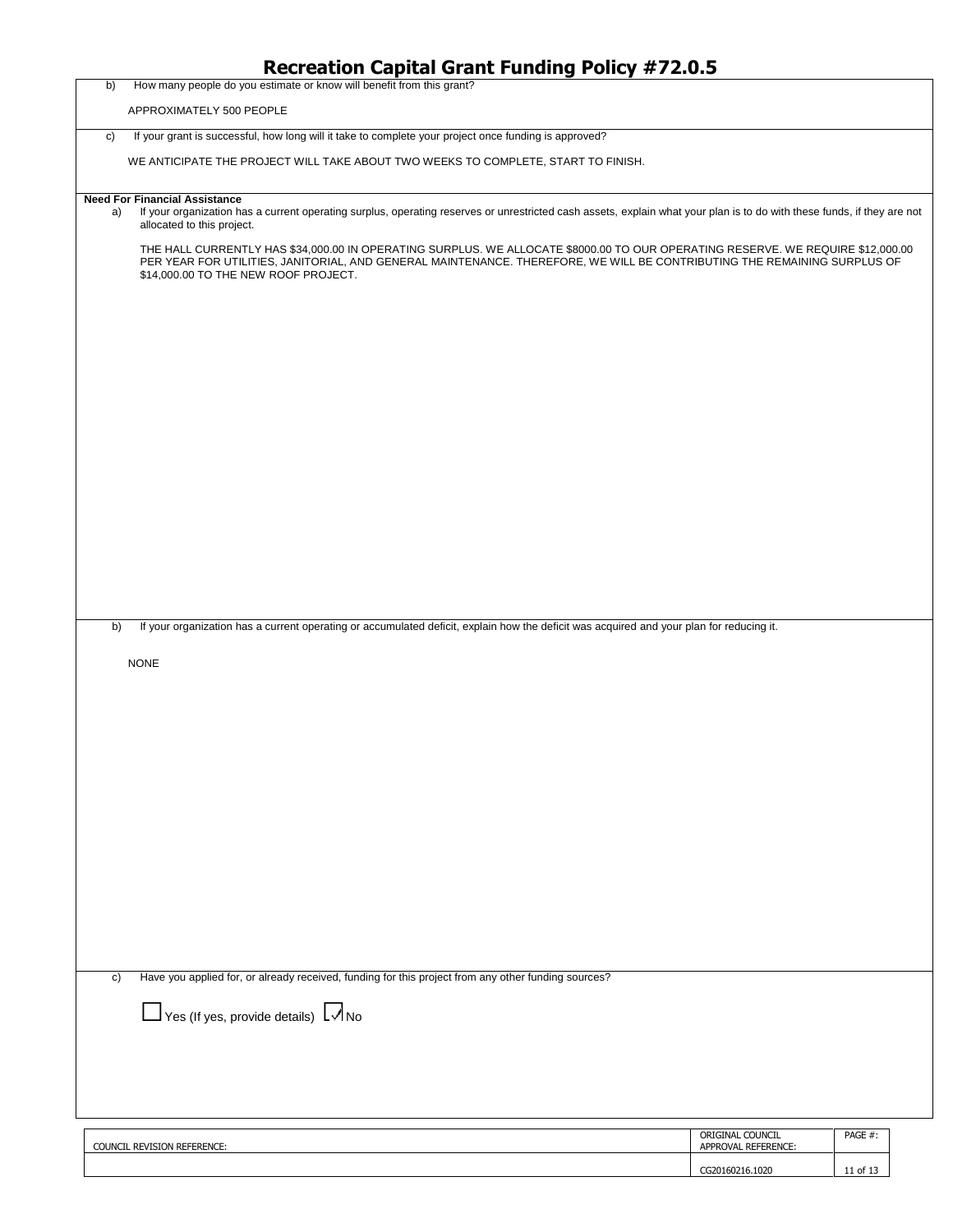# Recreation Capital Grant Funding Policy #72.0.5

b) How many people do you estimate or know will benefit from this grant?

APPROXIMATELY 500 PEOPLE

c) If your grant is successful, how long will it take to complete your project once funding is approved?

WE ANTICIPATE THE PROJECT WILL TAKE ABOUT TWO WEEKS TO COMPLETE, START TO FINISH.

**Need For Financial Assistance**

a) If your organization has a current operating surplus, operating reserves or unrestricted cash assets, explain what your plan is to do with these funds, if they are not allocated to this project.

THE HALL CURRENTLY HAS $34,000.00 IN OPERATING SURPLUS. WE ALLOCATE $8000.00 TO OUR OPERATING RESERVE. WE REQUIRE $12,000.00 PER YEAR FOR UTILITIES, JANITORIAL, AND GENERAL MAINTENANCE. THEREFORE, WE WILL BE CONTRIBUTING THE REMAINING SURPLUS OF $14,000.00 TO THE NEW ROOF PROJECT.

b) If your organization has a current operating or accumulated deficit, explain how the deficit was acquired and your plan for reducing it.

NONE

c) Have you applied for, or already received, funding for this project from any other funding sources?

☐ Yes (If yes, provide details) ☑ No

| COUNCIL REVISION REFERENCE: | ORIGINAL COUNCIL APPROVAL REFERENCE: |
|---|---|
| | CG20160216.1020 |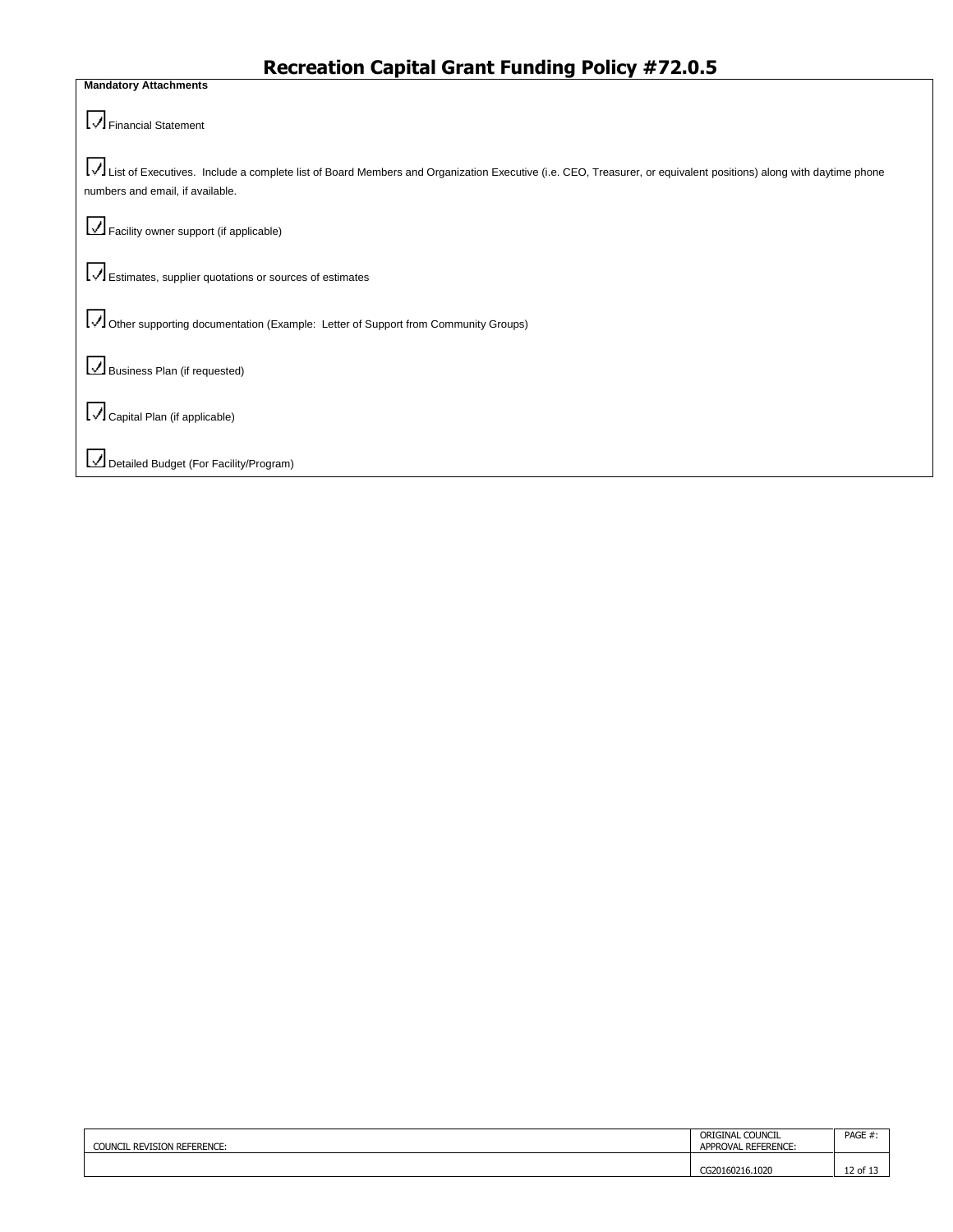**Mandatory Attachments**

- [x] Financial Statement

- [x] List of Executives. Include a complete list of Board Members and Organization Executive (i.e. CEO, Treasurer, or equivalent positions) along with daytime phone numbers and email, if available.

- [x] Facility owner support (if applicable)

- [x] Estimates, supplier quotations or sources of estimates

- [x] Other supporting documentation (Example: Letter of Support from Community Groups)

- [x] Business Plan (if requested)

- [x] Capital Plan (if applicable)

- [x] Detailed Budget (For Facility/Program)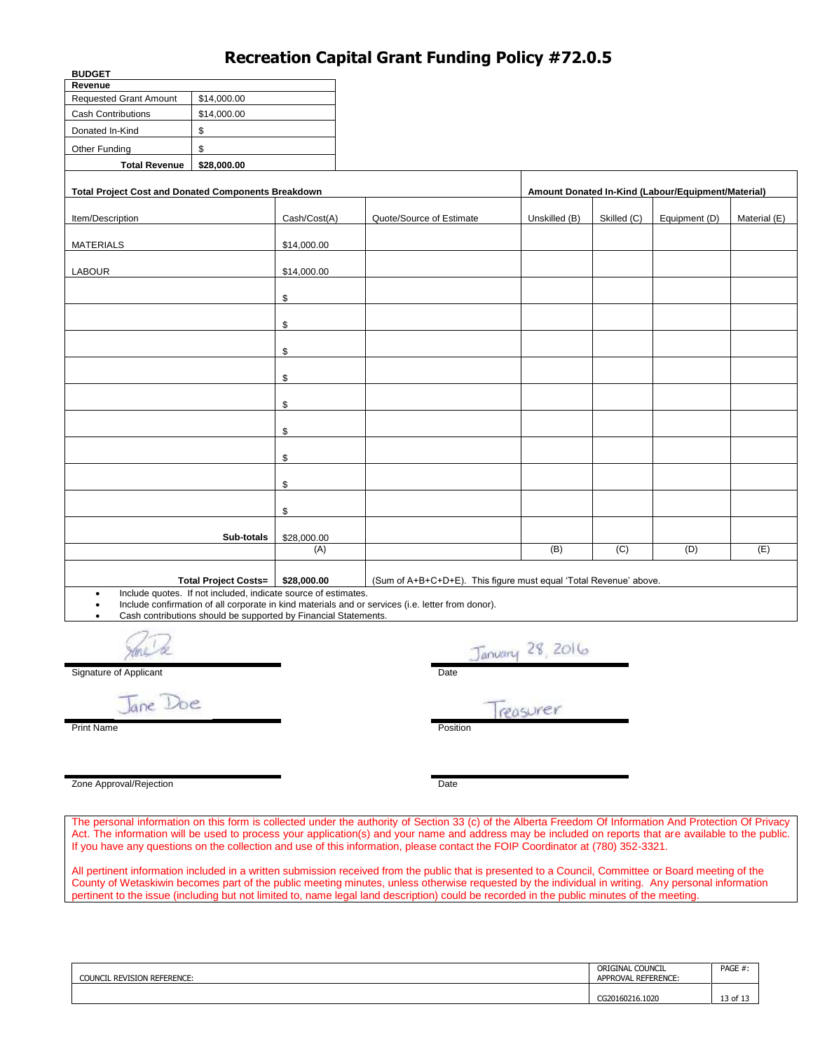# Recreation Capital Grant Funding Policy #72.0.5

**BUDGET**

| **Revenue** | |
|---|---|
| Requested Grant Amount | $14,000.00 |
| Cash Contributions | $14,000.00 |
| Donated In-Kind | $ |
| Other Funding | $ |
| **Total Revenue** | **$28,000.00** |

| **Total Project Cost and Donated Components Breakdown** | | | **Amount Donated In-Kind (Labour/Equipment/Material)** | | | |
|---|---|---|---|---|---|---|
| Item/Description | Cash/Cost(A) | Quote/Source of Estimate | Unskilled (B) | Skilled (C) | Equipment (D) | Material (E) |
| MATERIALS | $14,000.00 | | | | | |
| LABOUR | $14,000.00 | | | | | |
| | $ | | | | | |
| | $ | | | | | |
| | $ | | | | | |
| | $ | | | | | |
| | $ | | | | | |
| | $ | | | | | |
| | $ | | | | | |
| | $ | | | | | |
| | $ | | | | | |
| **Sub-totals** | $28,000.00 | | | | | |
| | (A) | | (B) | (C) | (D) | (E) |
| **Total Project Costs=** | **$28,000.00** | (Sum of A+B+C+D+E). This figure must equal 'Total Revenue' above. | | | | |

- Include quotes. If not included, indicate source of estimates.
- Include confirmation of all corporate in kind materials and or services (i.e. letter from donor).
- Cash contributions should be supported by Financial Statements.

Signature of Applicant: Jane Doe (signature) Date: January 28, 2016

Print Name: Jane Doe Position: Treasurer

Zone Approval/Rejection: Date:

The personal information on this form is collected under the authority of Section 33 (c) of the Alberta Freedom Of Information And Protection Of Privacy Act. The information will be used to process your application(s) and your name and address may be included on reports that are available to the public. If you have any questions on the collection and use of this information, please contact the FOIP Coordinator at (780) 352-3321.

All pertinent information included in a written submission received from the public that is presented to a Council, Committee or Board meeting of the County of Wetaskiwin becomes part of the public meeting minutes, unless otherwise requested by the individual in writing. Any personal information pertinent to the issue (including but not limited to, name legal land description) could be recorded in the public minutes of the meeting.

| COUNCIL REVISION REFERENCE: | ORIGINAL COUNCIL APPROVAL REFERENCE: |
|---|---|
| | CG20160216.1020 |